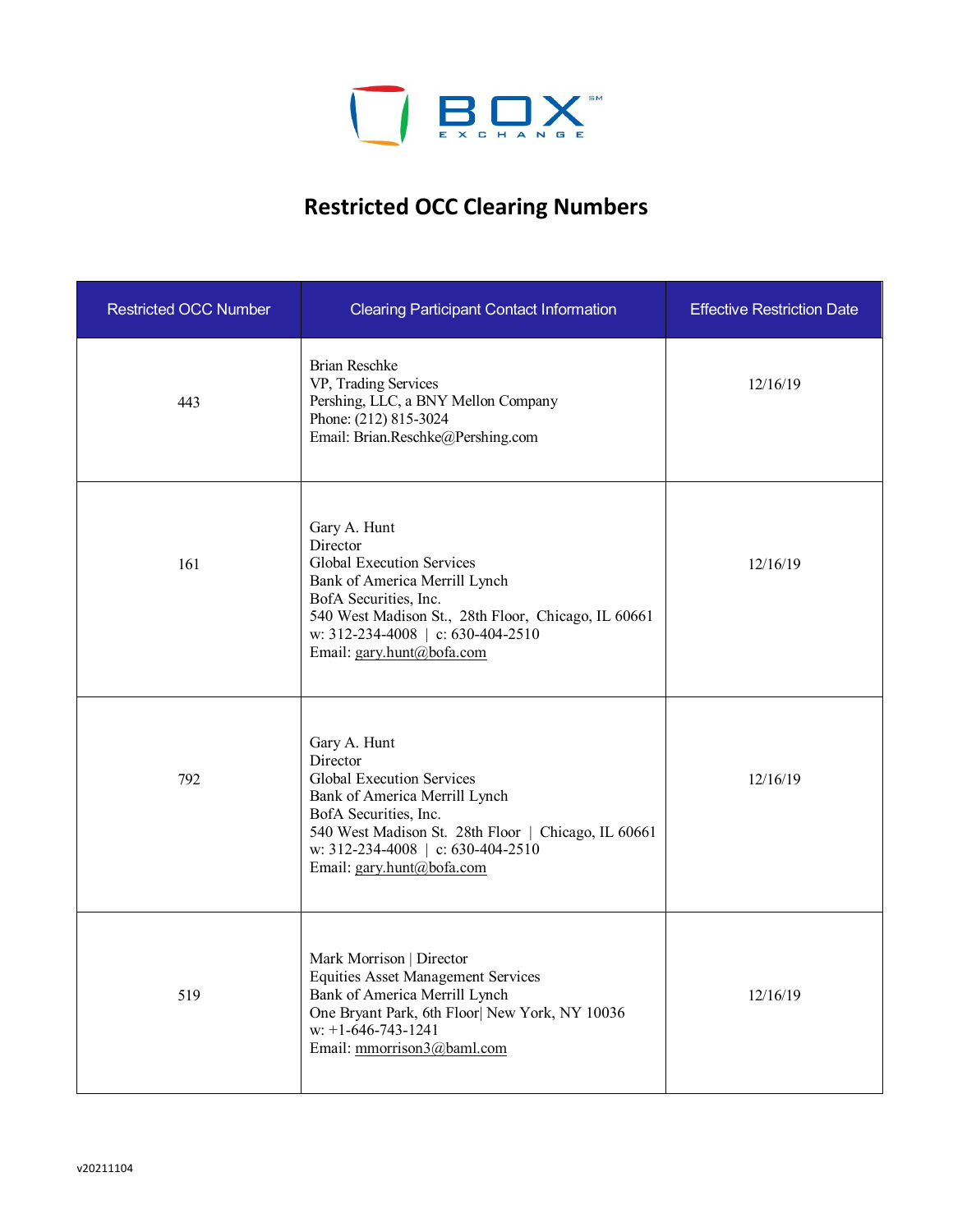# Restricted OCC Clearing Numbers

| Restricted OCC Number | Clearing Participant Contact Information | Effective Restriction Date |
|---|---|---|
| 443 | Brian Reschke<br>VP, Trading Services<br>Pershing, LLC, a BNY Mellon Company<br>Phone: (212) 815-3024<br>Email: Brian.Reschke@Pershing.com | 12/16/19 |
| 161 | Gary A. Hunt<br>Director<br>Global Execution Services<br>Bank of America Merrill Lynch<br>BofA Securities, Inc.<br>540 West Madison St., 28th Floor, Chicago, IL 60661<br>w: 312-234-4008 \| c: 630-404-2510<br>Email: gary.hunt@bofa.com | 12/16/19 |
| 792 | Gary A. Hunt<br>Director<br>Global Execution Services<br>Bank of America Merrill Lynch<br>BofA Securities, Inc.<br>540 West Madison St. 28th Floor \| Chicago, IL 60661<br>w: 312-234-4008 \| c: 630-404-2510<br>Email: gary.hunt@bofa.com | 12/16/19 |
| 519 | Mark Morrison \| Director<br>Equities Asset Management Services<br>Bank of America Merrill Lynch<br>One Bryant Park, 6th Floor\| New York, NY 10036<br>w: +1-646-743-1241<br>Email: mmorrison3@baml.com | 12/16/19 |

v20211104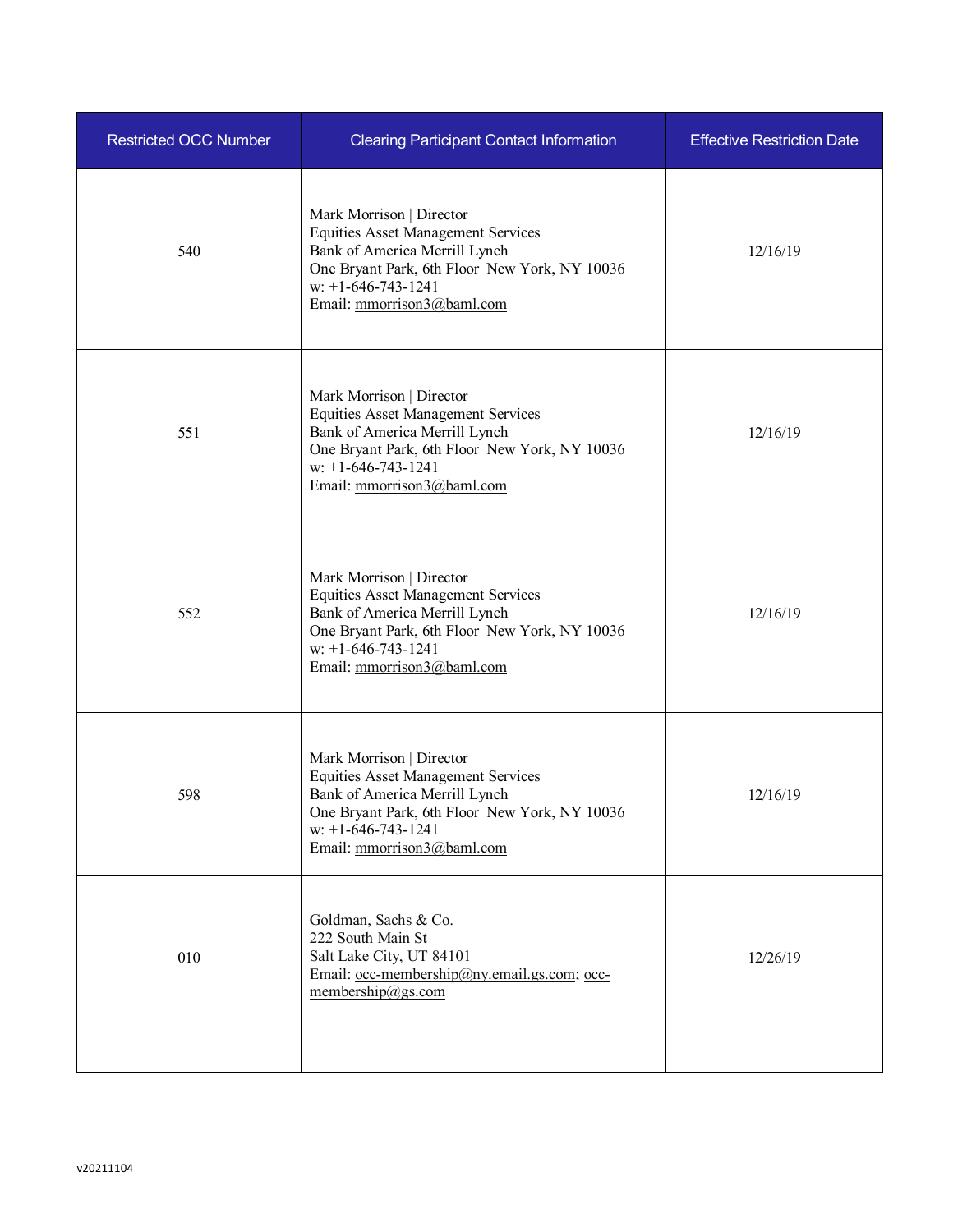| Restricted OCC Number | Clearing Participant Contact Information | Effective Restriction Date |
| --- | --- | --- |
| 540 | Mark Morrison \| Director<br>Equities Asset Management Services<br>Bank of America Merrill Lynch<br>One Bryant Park, 6th Floor\| New York, NY 10036<br>w: +1-646-743-1241<br>Email: mmorrison3@baml.com | 12/16/19 |
| 551 | Mark Morrison \| Director<br>Equities Asset Management Services<br>Bank of America Merrill Lynch<br>One Bryant Park, 6th Floor\| New York, NY 10036<br>w: +1-646-743-1241<br>Email: mmorrison3@baml.com | 12/16/19 |
| 552 | Mark Morrison \| Director<br>Equities Asset Management Services<br>Bank of America Merrill Lynch<br>One Bryant Park, 6th Floor\| New York, NY 10036<br>w: +1-646-743-1241<br>Email: mmorrison3@baml.com | 12/16/19 |
| 598 | Mark Morrison \| Director<br>Equities Asset Management Services<br>Bank of America Merrill Lynch<br>One Bryant Park, 6th Floor\| New York, NY 10036<br>w: +1-646-743-1241<br>Email: mmorrison3@baml.com | 12/16/19 |
| 010 | Goldman, Sachs & Co.<br>222 South Main St<br>Salt Lake City, UT 84101<br>Email: occ-membership@ny.email.gs.com; occ-membership@gs.com | 12/26/19 |

v20211104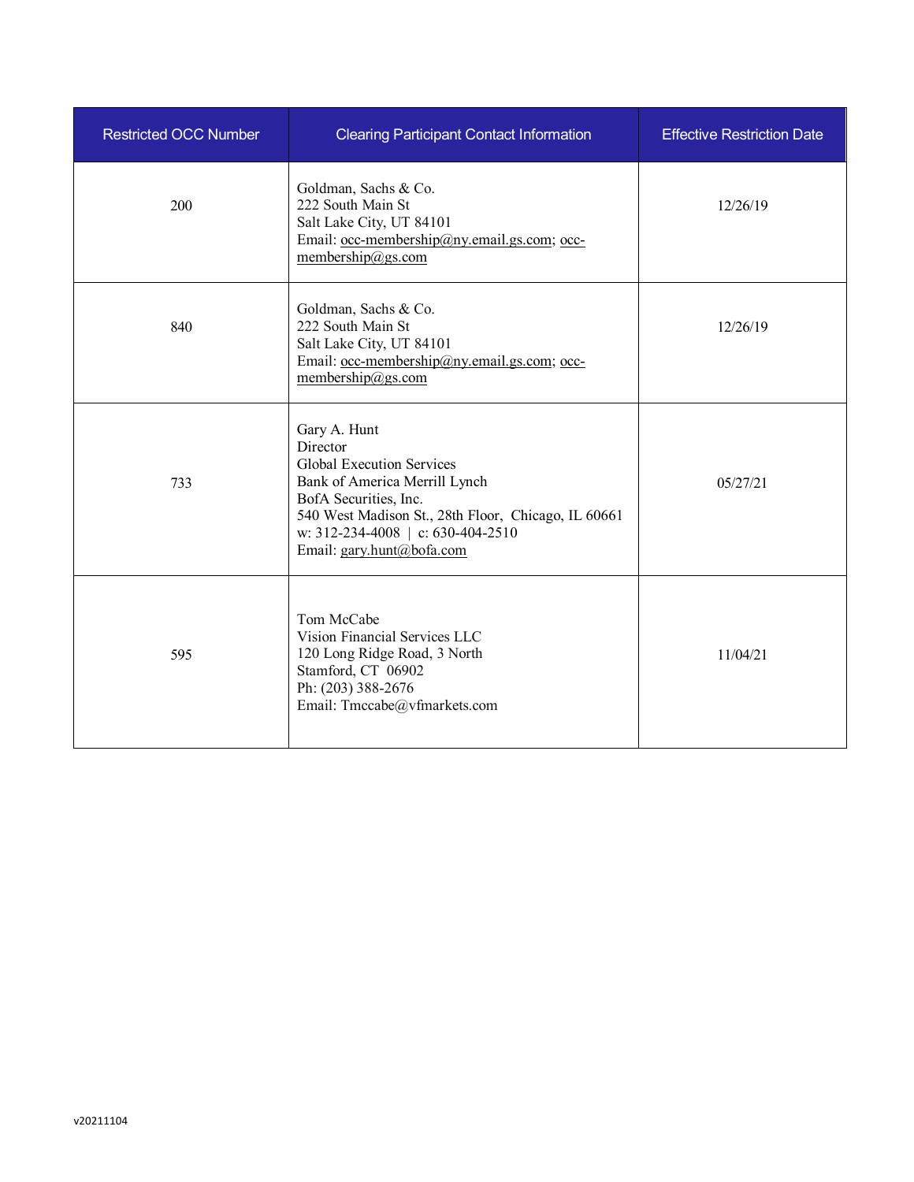| Restricted OCC Number | Clearing Participant Contact Information | Effective Restriction Date |
|---|---|---|
| 200 | Goldman, Sachs & Co.<br>222 South Main St<br>Salt Lake City, UT 84101<br>Email: occ-membership@ny.email.gs.com; occ-membership@gs.com | 12/26/19 |
| 840 | Goldman, Sachs & Co.<br>222 South Main St<br>Salt Lake City, UT 84101<br>Email: occ-membership@ny.email.gs.com; occ-membership@gs.com | 12/26/19 |
| 733 | Gary A. Hunt<br>Director<br>Global Execution Services<br>Bank of America Merrill Lynch<br>BofA Securities, Inc.<br>540 West Madison St., 28th Floor, Chicago, IL 60661<br>w: 312-234-4008 \| c: 630-404-2510<br>Email: gary.hunt@bofa.com | 05/27/21 |
| 595 | Tom McCabe<br>Vision Financial Services LLC<br>120 Long Ridge Road, 3 North<br>Stamford, CT 06902<br>Ph: (203) 388-2676<br>Email: Tmccabe@vfmarkets.com | 11/04/21 |

v20211104